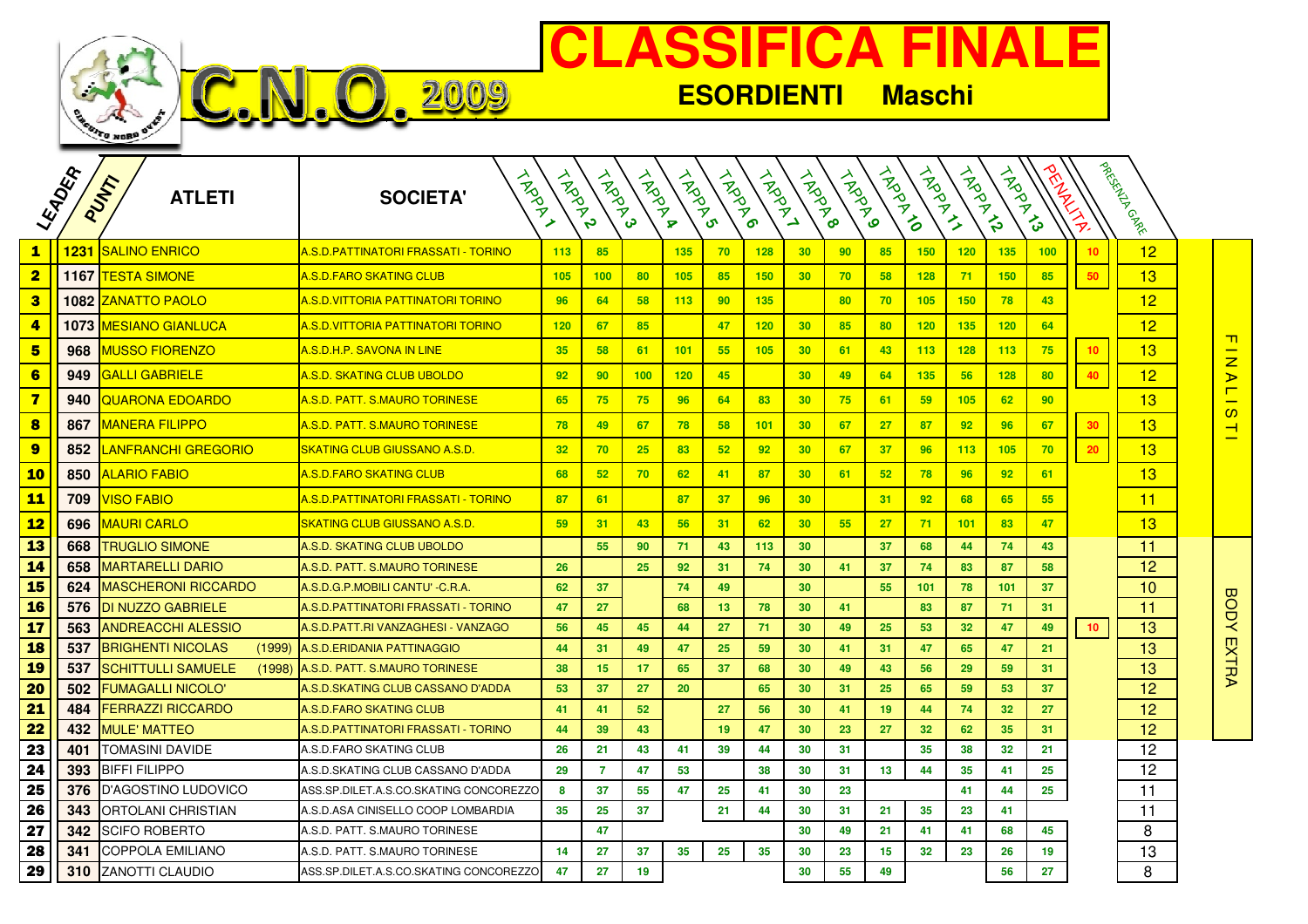# CLASSIFICA FINALE

## C.N.O. 2009

## ESORDIENTI Maschi

| LEADER | PUNTI | ATLETI | SOCIETA' | TAPPA 1 | TAPPA 2 | TAPPA 3 | TAPPA 4 | TAPPA 5 | TAPPA 6 | TAPPA 7 | TAPPA 8 | TAPPA 9 | TAPPA 10 | TAPPA 11 | TAPPA 12 | TAPPA 13 | PENALITA' | PRESENZA GARE | |
|---|---|---|---|---|---|---|---|---|---|---|---|---|---|---|---|---|---|---|---|
| 1 | 1231 | SALINO ENRICO | A.S.D.PATTINATORI FRASSATI - TORINO | 113 | 85 | | 135 | 70 | 128 | 30 | 90 | 85 | 150 | 120 | 135 | 100 | 10 | 12 | FINALISTI |
| 2 | 1167 | TESTA SIMONE | A.S.D.FARO SKATING CLUB | 105 | 100 | 80 | 105 | 85 | 150 | 30 | 70 | 58 | 128 | 71 | 150 | 85 | 50 | 13 | |
| 3 | 1082 | ZANATTO PAOLO | A.S.D.VITTORIA PATTINATORI TORINO | 96 | 64 | 58 | 113 | 90 | 135 | | 80 | 70 | 105 | 150 | 78 | 43 | | 12 | |
| 4 | 1073 | MESIANO GIANLUCA | A.S.D.VITTORIA PATTINATORI TORINO | 120 | 67 | 85 | | 47 | 120 | 30 | 85 | 80 | 120 | 135 | 120 | 64 | | 12 | |
| 5 | 968 | MUSSO FIORENZO | A.S.D.H.P. SAVONA IN LINE | 35 | 58 | 61 | 101 | 55 | 105 | 30 | 61 | 43 | 113 | 128 | 113 | 75 | 10 | 13 | |
| 6 | 949 | GALLI GABRIELE | A.S.D. SKATING CLUB UBOLDO | 92 | 90 | 100 | 120 | 45 | | 30 | 49 | 64 | 135 | 56 | 128 | 80 | 40 | 12 | |
| 7 | 940 | QUARONA EDOARDO | A.S.D. PATT. S.MAURO TORINESE | 65 | 75 | 75 | 96 | 64 | 83 | 30 | 75 | 61 | 59 | 105 | 62 | 90 | | 13 | |
| 8 | 867 | MANERA FILIPPO | A.S.D. PATT. S.MAURO TORINESE | 78 | 49 | 67 | 78 | 58 | 101 | 30 | 67 | 27 | 87 | 92 | 96 | 67 | 30 | 13 | |
| 9 | 852 | LANFRANCHI GREGORIO | SKATING CLUB GIUSSANO A.S.D. | 32 | 70 | 25 | 83 | 52 | 92 | 30 | 67 | 37 | 96 | 113 | 105 | 70 | 20 | 13 | |
| 10 | 850 | ALARIO FABIO | A.S.D.FARO SKATING CLUB | 68 | 52 | 70 | 62 | 41 | 87 | 30 | 61 | 52 | 78 | 96 | 92 | 61 | | 13 | |
| 11 | 709 | VISO FABIO | A.S.D.PATTINATORI FRASSATI - TORINO | 87 | 61 | | 87 | 37 | 96 | 30 | | 31 | 92 | 68 | 65 | 55 | | 11 | |
| 12 | 696 | MAURI CARLO | SKATING CLUB GIUSSANO A.S.D. | 59 | 31 | 43 | 56 | 31 | 62 | 30 | 55 | 27 | 71 | 101 | 83 | 47 | | 13 | |
| 13 | 668 | TRUGLIO SIMONE | A.S.D. SKATING CLUB UBOLDO | | 55 | 90 | 71 | 43 | 113 | 30 | | 37 | 68 | 44 | 74 | 43 | | 11 | BODY EXTRA |
| 14 | 658 | MARTARELLI DARIO | A.S.D. PATT. S.MAURO TORINESE | 26 | | 25 | 92 | 31 | 74 | 30 | 41 | 37 | 74 | 83 | 87 | 58 | | 12 | |
| 15 | 624 | MASCHERONI RICCARDO | A.S.D.G.P.MOBILI CANTU' -C.R.A. | 62 | 37 | | 74 | 49 | | 30 | | 55 | 101 | 78 | 101 | 37 | | 10 | |
| 16 | 576 | DI NUZZO GABRIELE | A.S.D.PATTINATORI FRASSATI - TORINO | 47 | 27 | | 68 | 13 | 78 | 30 | 41 | | 83 | 87 | 71 | 31 | | 11 | |
| 17 | 563 | ANDREACCHI ALESSIO | A.S.D.PATT.RI VANZAGHESI - VANZAGO | 56 | 45 | 45 | 44 | 27 | 71 | 30 | 49 | 25 | 53 | 32 | 47 | 49 | 10 | 13 | |
| 18 | 537 | BRIGHENTI NICOLAS (1999) | A.S.D.ERIDANIA PATTINAGGIO | 44 | 31 | 49 | 47 | 25 | 59 | 30 | 41 | 31 | 47 | 65 | 47 | 21 | | 13 | |
| 19 | 537 | SCHITTULLI SAMUELE (1998) | A.S.D. PATT. S.MAURO TORINESE | 38 | 15 | 17 | 65 | 37 | 68 | 30 | 49 | 43 | 56 | 29 | 59 | 31 | | 13 | |
| 20 | 502 | FUMAGALLI NICOLO' | A.S.D.SKATING CLUB CASSANO D'ADDA | 53 | 37 | 27 | 20 | | 65 | 30 | 31 | 25 | 65 | 59 | 53 | 37 | | 12 | |
| 21 | 484 | FERRAZZI RICCARDO | A.S.D.FARO SKATING CLUB | 41 | 41 | 52 | | 27 | 56 | 30 | 41 | 19 | 44 | 74 | 32 | 27 | | 12 | |
| 22 | 432 | MULE' MATTEO | A.S.D.PATTINATORI FRASSATI - TORINO | 44 | 39 | 43 | | 19 | 47 | 30 | 23 | 27 | 32 | 62 | 35 | 31 | | 12 | |
| 23 | 401 | TOMASINI DAVIDE | A.S.D.FARO SKATING CLUB | 26 | 21 | 43 | 41 | 39 | 44 | 30 | 31 | | 35 | 38 | 32 | 21 | | 12 | |
| 24 | 393 | BIFFI FILIPPO | A.S.D.SKATING CLUB CASSANO D'ADDA | 29 | 7 | 47 | 53 | | 38 | 30 | 31 | 13 | 44 | 35 | 41 | 25 | | 12 | |
| 25 | 376 | D'AGOSTINO LUDOVICO | ASS.SP.DILET.A.S.CO.SKATING CONCOREZZO | 8 | 37 | 55 | 47 | 25 | 41 | 30 | 23 | | | 41 | 44 | 25 | | 11 | |
| 26 | 343 | ORTOLANI CHRISTIAN | A.S.D.ASA CINISELLO COOP LOMBARDIA | 35 | 25 | 37 | | 21 | 44 | 30 | 31 | 21 | 35 | 23 | 41 | | | 11 | |
| 27 | 342 | SCIFO ROBERTO | A.S.D. PATT. S.MAURO TORINESE | | 47 | | | | | 30 | 49 | 21 | 41 | 41 | 68 | 45 | | 8 | |
| 28 | 341 | COPPOLA EMILIANO | A.S.D. PATT. S.MAURO TORINESE | 14 | 27 | 37 | 35 | 25 | 35 | 30 | 23 | 15 | 32 | 23 | 26 | 19 | | 13 | |
| 29 | 310 | ZANOTTI CLAUDIO | ASS.SP.DILET.A.S.CO.SKATING CONCOREZZO | 47 | 27 | 19 | | | | 30 | 55 | 49 | | | 56 | 27 | | 8 | |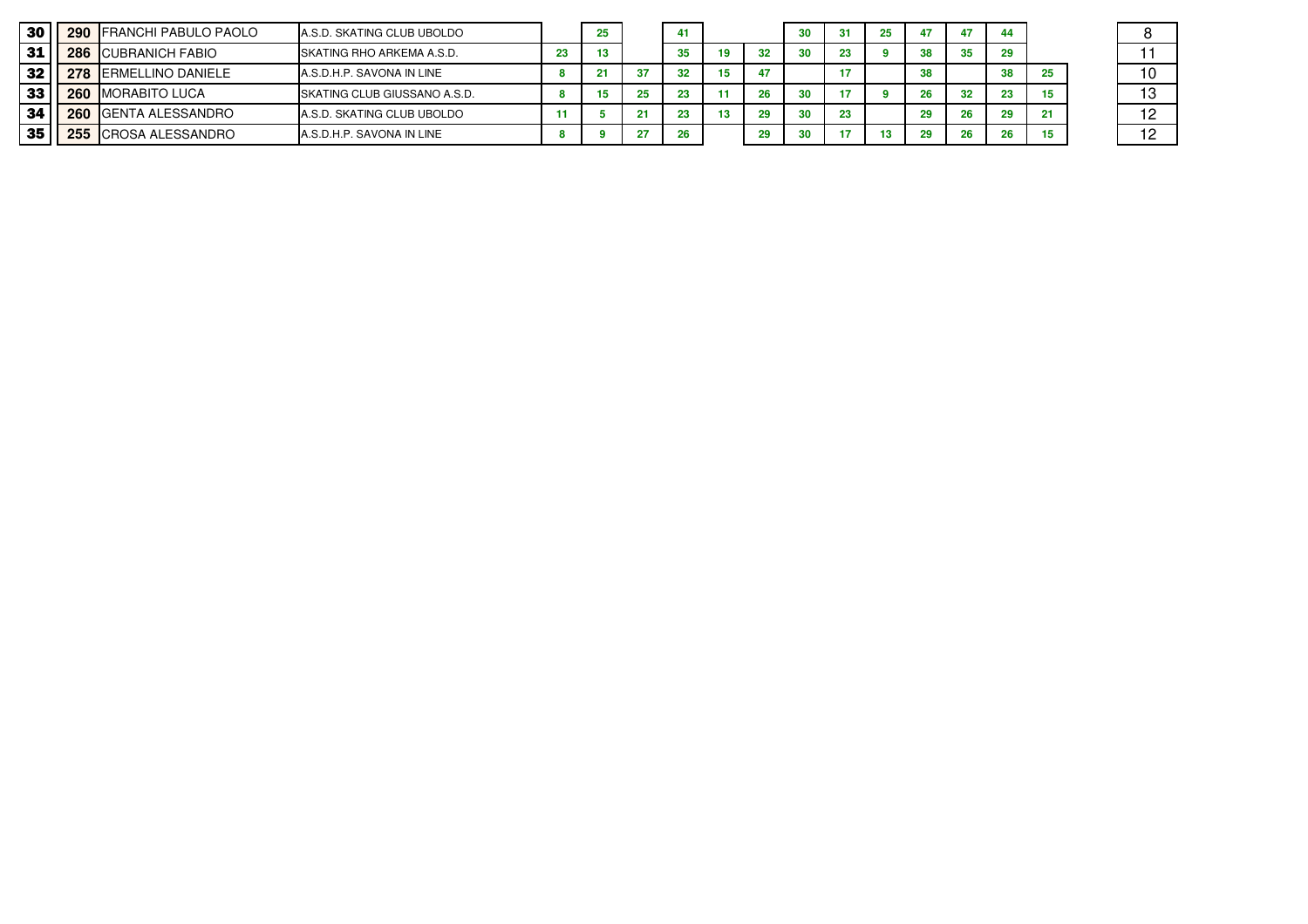| | | | | | | | | | | | | | | | | | |
|---|---|---|---|---|---|---|---|---|---|---|---|---|---|---|---|---|---|
| **30** | **290** | FRANCHI PABULO PAOLO | A.S.D. SKATING CLUB UBOLDO | | 25 | | 41 | | | 30 | 31 | 25 | 47 | 47 | 44 | | 8 |
| **31** | **286** | CUBRANICH FABIO | SKATING RHO ARKEMA A.S.D. | 23 | 13 | | 35 | 19 | 32 | 30 | 23 | 9 | 38 | 35 | 29 | | 11 |
| **32** | **278** | ERMELLINO DANIELE | A.S.D.H.P. SAVONA IN LINE | 8 | 21 | 37 | 32 | 15 | 47 | | 17 | | 38 | | 38 | 25 | 10 |
| **33** | **260** | MORABITO LUCA | SKATING CLUB GIUSSANO A.S.D. | 8 | 15 | 25 | 23 | 11 | 26 | 30 | 17 | 9 | 26 | 32 | 23 | 15 | 13 |
| **34** | **260** | GENTA ALESSANDRO | A.S.D. SKATING CLUB UBOLDO | 11 | 5 | 21 | 23 | 13 | 29 | 30 | 23 | | 29 | 26 | 29 | 21 | 12 |
| **35** | **255** | CROSA ALESSANDRO | A.S.D.H.P. SAVONA IN LINE | 8 | 9 | 27 | 26 | | 29 | 30 | 17 | 13 | 29 | 26 | 26 | 15 | 12 |